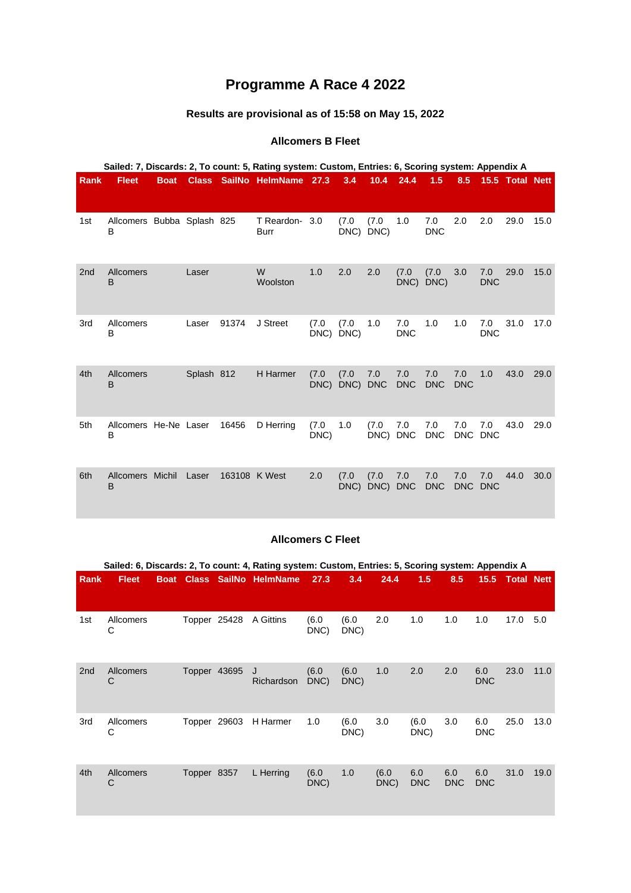# Programme A Race 4 2022

### Results are provisional as of 15:58 on May 15, 2022

### Allcomers B Fleet

**Sailed: 7, Discards: 2, To count: 5, Rating system: Custom, Entries: 6, Scoring system: Appendix A**

| Rank | Fleet | Boat | Class | SailNo | HelmName | 27.3 | 3.4 | 10.4 | 24.4 | 1.5 | 8.5 | 15.5 | Total | Nett |
|---|---|---|---|---|---|---|---|---|---|---|---|---|---|---|
| 1st | Allcomers B | Bubba | Splash | 825 | T Reardon-Burr | 3.0 | (7.0 DNC) | (7.0 DNC) | 1.0 | 7.0 DNC | 2.0 | 2.0 | 29.0 | 15.0 |
| 2nd | Allcomers B | | Laser | | W Woolston | 1.0 | 2.0 | 2.0 | (7.0 DNC) | (7.0 DNC) | 3.0 | 7.0 DNC | 29.0 | 15.0 |
| 3rd | Allcomers B | | Laser | 91374 | J Street | (7.0 DNC) | (7.0 DNC) | 1.0 | 7.0 DNC | 1.0 | 1.0 | 7.0 DNC | 31.0 | 17.0 |
| 4th | Allcomers B | | Splash | 812 | H Harmer | (7.0 DNC) | (7.0 DNC) | 7.0 DNC | 7.0 DNC | 7.0 DNC | 7.0 DNC | 1.0 | 43.0 | 29.0 |
| 5th | Allcomers B | He-Ne | Laser | 16456 | D Herring | (7.0 DNC) | 1.0 | (7.0 DNC) | 7.0 DNC | 7.0 DNC | 7.0 DNC | 7.0 DNC | 43.0 | 29.0 |
| 6th | Allcomers B | Michil | Laser | 163108 | K West | 2.0 | (7.0 DNC) | (7.0 DNC) | 7.0 DNC | 7.0 DNC | 7.0 DNC | 7.0 DNC | 44.0 | 30.0 |

### Allcomers C Fleet

**Sailed: 6, Discards: 2, To count: 4, Rating system: Custom, Entries: 5, Scoring system: Appendix A**

| Rank | Fleet | Boat | Class | SailNo | HelmName | 27.3 | 3.4 | 24.4 | 1.5 | 8.5 | 15.5 | Total | Nett |
|---|---|---|---|---|---|---|---|---|---|---|---|---|---|
| 1st | Allcomers C | | Topper | 25428 | A Gittins | (6.0 DNC) | (6.0 DNC) | 2.0 | 1.0 | 1.0 | 1.0 | 17.0 | 5.0 |
| 2nd | Allcomers C | | Topper | 43695 | J Richardson | (6.0 DNC) | (6.0 DNC) | 1.0 | 2.0 | 2.0 | 6.0 DNC | 23.0 | 11.0 |
| 3rd | Allcomers C | | Topper | 29603 | H Harmer | 1.0 | (6.0 DNC) | 3.0 | (6.0 DNC) | 3.0 | 6.0 DNC | 25.0 | 13.0 |
| 4th | Allcomers C | | Topper | 8357 | L Herring | (6.0 DNC) | 1.0 | (6.0 DNC) | 6.0 DNC | 6.0 DNC | 6.0 DNC | 31.0 | 19.0 |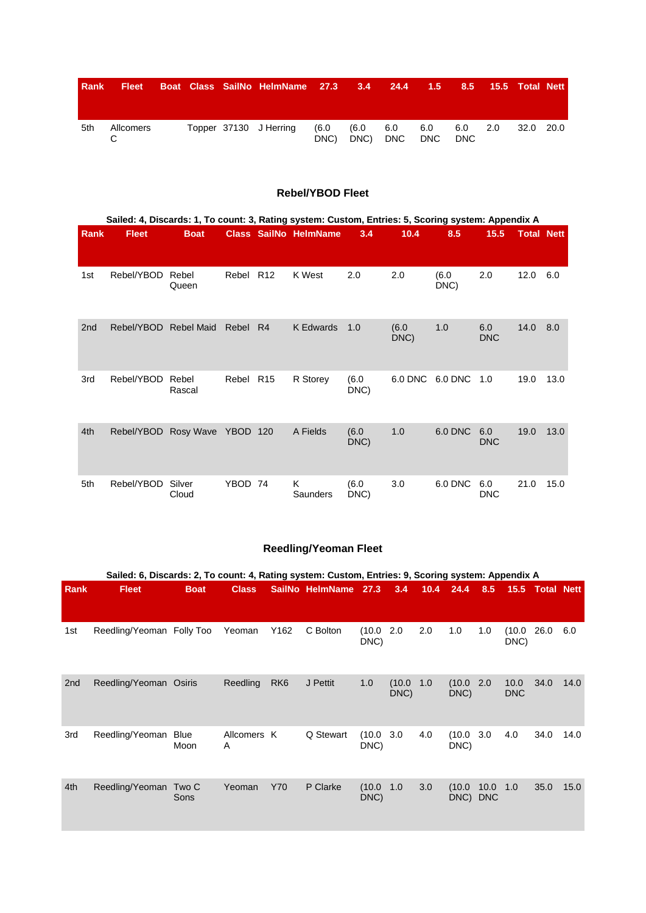| Rank | Fleet | Boat | Class | SailNo | HelmName | 27.3 | 3.4 | 24.4 | 1.5 | 8.5 | 15.5 | Total | Nett |
|---|---|---|---|---|---|---|---|---|---|---|---|---|---|
| 5th | Allcomers C | | Topper | 37130 | J Herring | (6.0 DNC) | (6.0 DNC) | 6.0 DNC | 6.0 DNC | 6.0 DNC | 2.0 | 32.0 | 20.0 |

### Rebel/YBOD Fleet

**Sailed: 4, Discards: 1, To count: 3, Rating system: Custom, Entries: 5, Scoring system: Appendix A**

| Rank | Fleet | Boat | Class | SailNo | HelmName | 3.4 | 10.4 | 8.5 | 15.5 | Total | Nett |
|---|---|---|---|---|---|---|---|---|---|---|---|
| 1st | Rebel/YBOD | Rebel Queen | Rebel | R12 | K West | 2.0 | 2.0 | (6.0 DNC) | 2.0 | 12.0 | 6.0 |
| 2nd | Rebel/YBOD | Rebel Maid | Rebel | R4 | K Edwards | 1.0 | (6.0 DNC) | 1.0 | 6.0 DNC | 14.0 | 8.0 |
| 3rd | Rebel/YBOD | Rebel Rascal | Rebel | R15 | R Storey | (6.0 DNC) | 6.0 DNC | 6.0 DNC | 1.0 | 19.0 | 13.0 |
| 4th | Rebel/YBOD | Rosy Wave | YBOD | 120 | A Fields | (6.0 DNC) | 1.0 | 6.0 DNC | 6.0 DNC | 19.0 | 13.0 |
| 5th | Rebel/YBOD | Silver Cloud | YBOD | 74 | K Saunders | (6.0 DNC) | 3.0 | 6.0 DNC | 6.0 DNC | 21.0 | 15.0 |

### Reedling/Yeoman Fleet

**Sailed: 6, Discards: 2, To count: 4, Rating system: Custom, Entries: 9, Scoring system: Appendix A**

| Rank | Fleet | Boat | Class | SailNo | HelmName | 27.3 | 3.4 | 10.4 | 24.4 | 8.5 | 15.5 | Total | Nett |
|---|---|---|---|---|---|---|---|---|---|---|---|---|---|
| 1st | Reedling/Yeoman | Folly Too | Yeoman | Y162 | C Bolton | (10.0 DNC) | 2.0 | 2.0 | 1.0 | 1.0 | (10.0 DNC) | 26.0 | 6.0 |
| 2nd | Reedling/Yeoman | Osiris | Reedling | RK6 | J Pettit | 1.0 | (10.0 DNC) | 1.0 | (10.0 DNC) | 2.0 | 10.0 DNC | 34.0 | 14.0 |
| 3rd | Reedling/Yeoman | Blue Moon | Allcomers A | K | Q Stewart | (10.0 DNC) | 3.0 | 4.0 | (10.0 DNC) | 3.0 | 4.0 | 34.0 | 14.0 |
| 4th | Reedling/Yeoman | Two C Sons | Yeoman | Y70 | P Clarke | (10.0 DNC) | 1.0 | 3.0 | (10.0 DNC) | 10.0 DNC | 1.0 | 35.0 | 15.0 |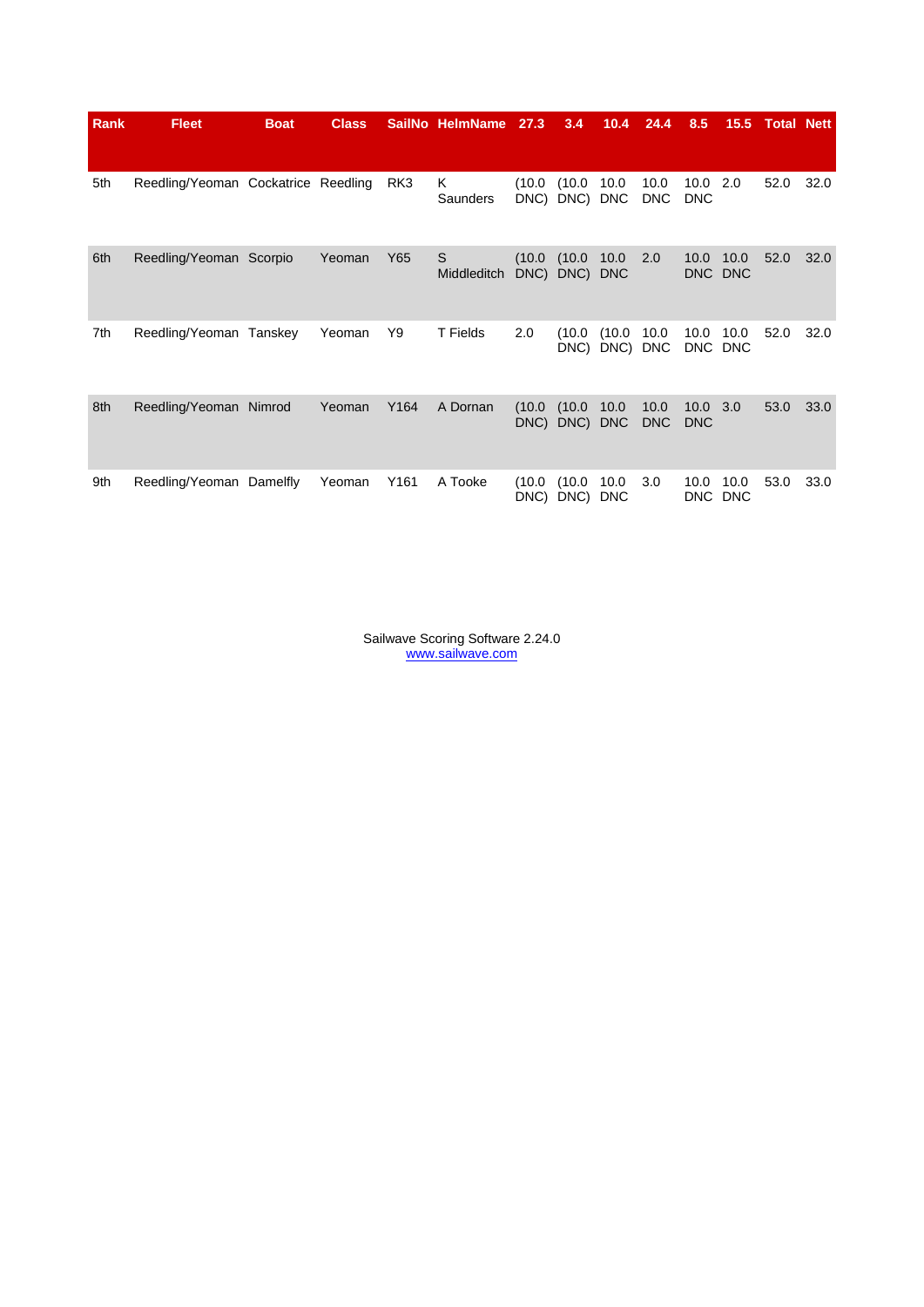| Rank | Fleet | Boat | Class | SailNo | HelmName | 27.3 | 3.4 | 10.4 | 24.4 | 8.5 | 15.5 | Total | Nett |
|---|---|---|---|---|---|---|---|---|---|---|---|---|---|
| 5th | Reedling/Yeoman | Cockatrice | Reedling | RK3 | K Saunders | (10.0 DNC) | (10.0 DNC) | 10.0 DNC | 10.0 DNC | 10.0 DNC | 2.0 | 52.0 | 32.0 |
| 6th | Reedling/Yeoman | Scorpio | Yeoman | Y65 | S Middleditch | (10.0 DNC) | (10.0 DNC) | 10.0 DNC | 2.0 | 10.0 DNC | 10.0 DNC | 52.0 | 32.0 |
| 7th | Reedling/Yeoman | Tanskey | Yeoman | Y9 | T Fields | 2.0 | (10.0 DNC) | (10.0 DNC) | 10.0 DNC | 10.0 DNC | 10.0 DNC | 52.0 | 32.0 |
| 8th | Reedling/Yeoman | Nimrod | Yeoman | Y164 | A Dornan | (10.0 DNC) | (10.0 DNC) | 10.0 DNC | 10.0 DNC | 10.0 DNC | 3.0 | 53.0 | 33.0 |
| 9th | Reedling/Yeoman | Damelfly | Yeoman | Y161 | A Tooke | (10.0 DNC) | (10.0 DNC) | 10.0 DNC | 3.0 | 10.0 DNC | 10.0 DNC | 53.0 | 33.0 |

Sailwave Scoring Software 2.24.0
www.sailwave.com